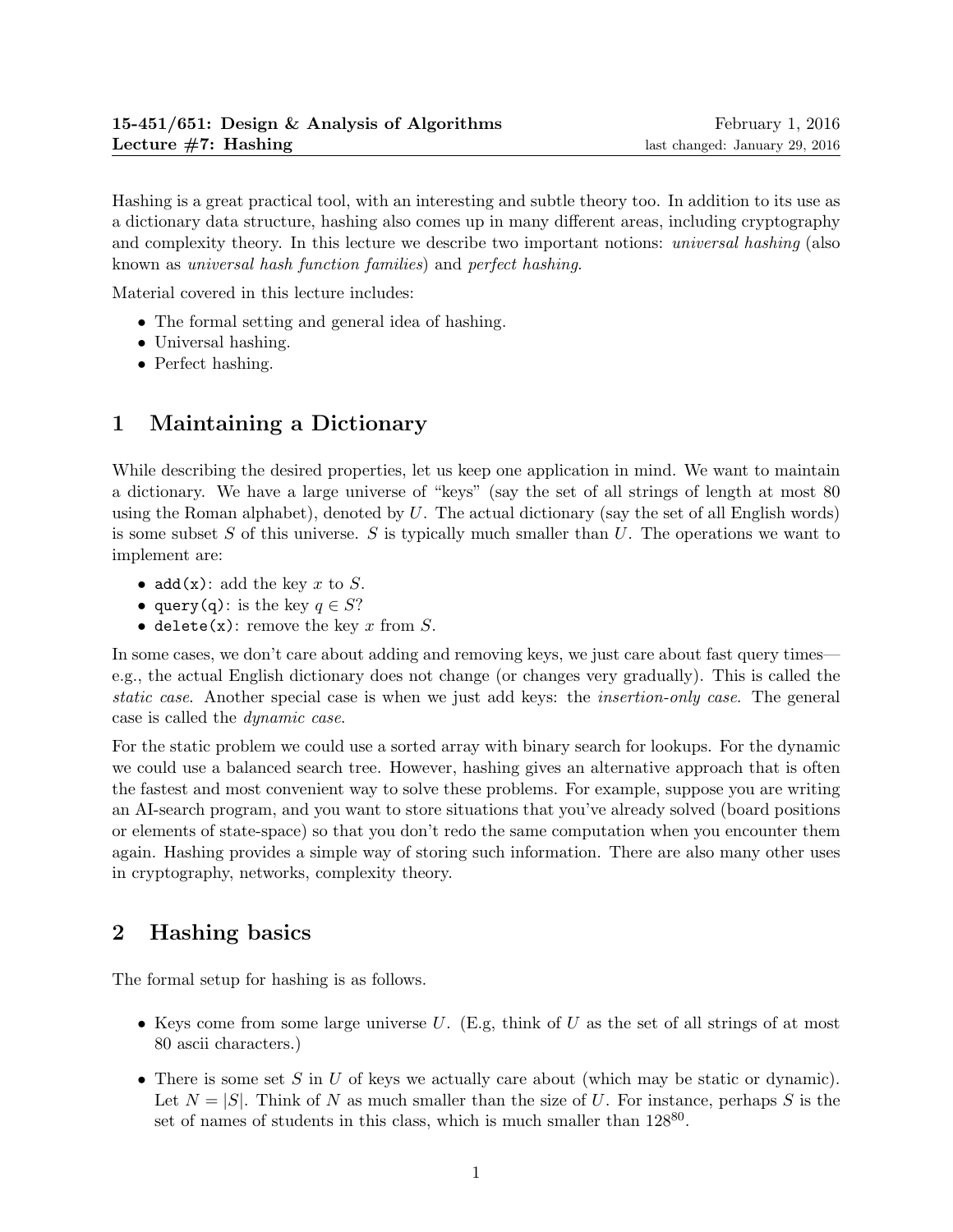**15-451/651: Design & Analysis of Algorithms** February 1, 2016
**Lecture #7: Hashing** last changed: January 29, 2016

Hashing is a great practical tool, with an interesting and subtle theory too. In addition to its use as a dictionary data structure, hashing also comes up in many different areas, including cryptography and complexity theory. In this lecture we describe two important notions: *universal hashing* (also known as *universal hash function families*) and *perfect hashing*.

Material covered in this lecture includes:

- The formal setting and general idea of hashing.
- Universal hashing.
- Perfect hashing.

## 1 Maintaining a Dictionary

While describing the desired properties, let us keep one application in mind. We want to maintain a dictionary. We have a large universe of "keys" (say the set of all strings of length at most 80 using the Roman alphabet), denoted by $U$. The actual dictionary (say the set of all English words) is some subset $S$ of this universe. $S$ is typically much smaller than $U$. The operations we want to implement are:

- `add(x)`: add the key $x$ to $S$.
- `query(q)`: is the key $q \in S$?
- `delete(x)`: remove the key $x$ from $S$.

In some cases, we don't care about adding and removing keys, we just care about fast query times—e.g., the actual English dictionary does not change (or changes very gradually). This is called the *static case*. Another special case is when we just add keys: the *insertion-only case*. The general case is called the *dynamic case*.

For the static problem we could use a sorted array with binary search for lookups. For the dynamic we could use a balanced search tree. However, hashing gives an alternative approach that is often the fastest and most convenient way to solve these problems. For example, suppose you are writing an AI-search program, and you want to store situations that you've already solved (board positions or elements of state-space) so that you don't redo the same computation when you encounter them again. Hashing provides a simple way of storing such information. There are also many other uses in cryptography, networks, complexity theory.

## 2 Hashing basics

The formal setup for hashing is as follows.

- Keys come from some large universe $U$. (E.g, think of $U$ as the set of all strings of at most 80 ascii characters.)
- There is some set $S$ in $U$ of keys we actually care about (which may be static or dynamic). Let $N = |S|$. Think of $N$ as much smaller than the size of $U$. For instance, perhaps $S$ is the set of names of students in this class, which is much smaller than $128^{80}$.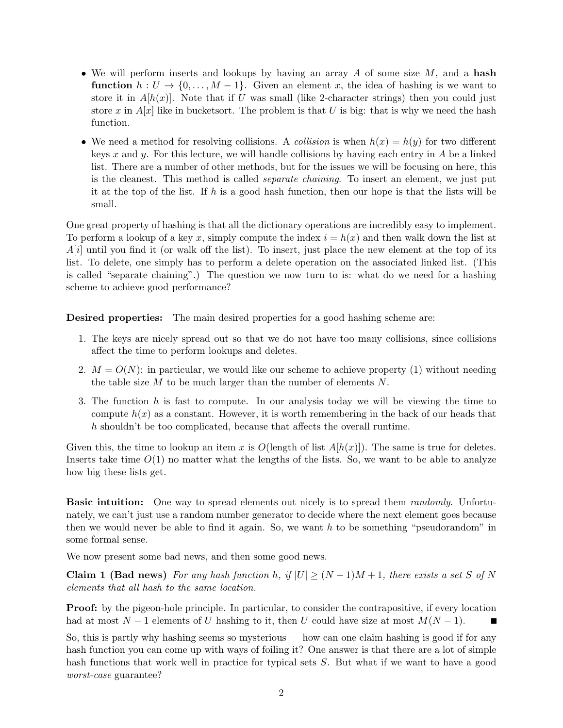- We will perform inserts and lookups by having an array $A$ of some size $M$, and a **hash function** $h : U \to \{0, \ldots, M-1\}$. Given an element $x$, the idea of hashing is we want to store it in $A[h(x)]$. Note that if $U$ was small (like 2-character strings) then you could just store $x$ in $A[x]$ like in bucketsort. The problem is that $U$ is big: that is why we need the hash function.
- We need a method for resolving collisions. A *collision* is when $h(x) = h(y)$ for two different keys $x$ and $y$. For this lecture, we will handle collisions by having each entry in $A$ be a linked list. There are a number of other methods, but for the issues we will be focusing on here, this is the cleanest. This method is called *separate chaining*. To insert an element, we just put it at the top of the list. If $h$ is a good hash function, then our hope is that the lists will be small.

One great property of hashing is that all the dictionary operations are incredibly easy to implement. To perform a lookup of a key $x$, simply compute the index $i = h(x)$ and then walk down the list at $A[i]$ until you find it (or walk off the list). To insert, just place the new element at the top of its list. To delete, one simply has to perform a delete operation on the associated linked list. (This is called "separate chaining".) The question we now turn to is: what do we need for a hashing scheme to achieve good performance?

**Desired properties:** The main desired properties for a good hashing scheme are:

1. The keys are nicely spread out so that we do not have too many collisions, since collisions affect the time to perform lookups and deletes.
2. $M = O(N)$: in particular, we would like our scheme to achieve property (1) without needing the table size $M$ to be much larger than the number of elements $N$.
3. The function $h$ is fast to compute. In our analysis today we will be viewing the time to compute $h(x)$ as a constant. However, it is worth remembering in the back of our heads that $h$ shouldn't be too complicated, because that affects the overall runtime.

Given this, the time to lookup an item $x$ is $O(\text{length of list } A[h(x)])$. The same is true for deletes. Inserts take time $O(1)$ no matter what the lengths of the lists. So, we want to be able to analyze how big these lists get.

**Basic intuition:** One way to spread elements out nicely is to spread them *randomly*. Unfortunately, we can't just use a random number generator to decide where the next element goes because then we would never be able to find it again. So, we want $h$ to be something "pseudorandom" in some formal sense.

We now present some bad news, and then some good news.

**Claim 1 (Bad news)** *For any hash function $h$, if $|U| \geq (N-1)M + 1$, there exists a set $S$ of $N$ elements that all hash to the same location.*

**Proof:** by the pigeon-hole principle. In particular, to consider the contrapositive, if every location had at most $N-1$ elements of $U$ hashing to it, then $U$ could have size at most $M(N-1)$. ∎

So, this is partly why hashing seems so mysterious — how can one claim hashing is good if for any hash function you can come up with ways of foiling it? One answer is that there are a lot of simple hash functions that work well in practice for typical sets $S$. But what if we want to have a good *worst-case* guarantee?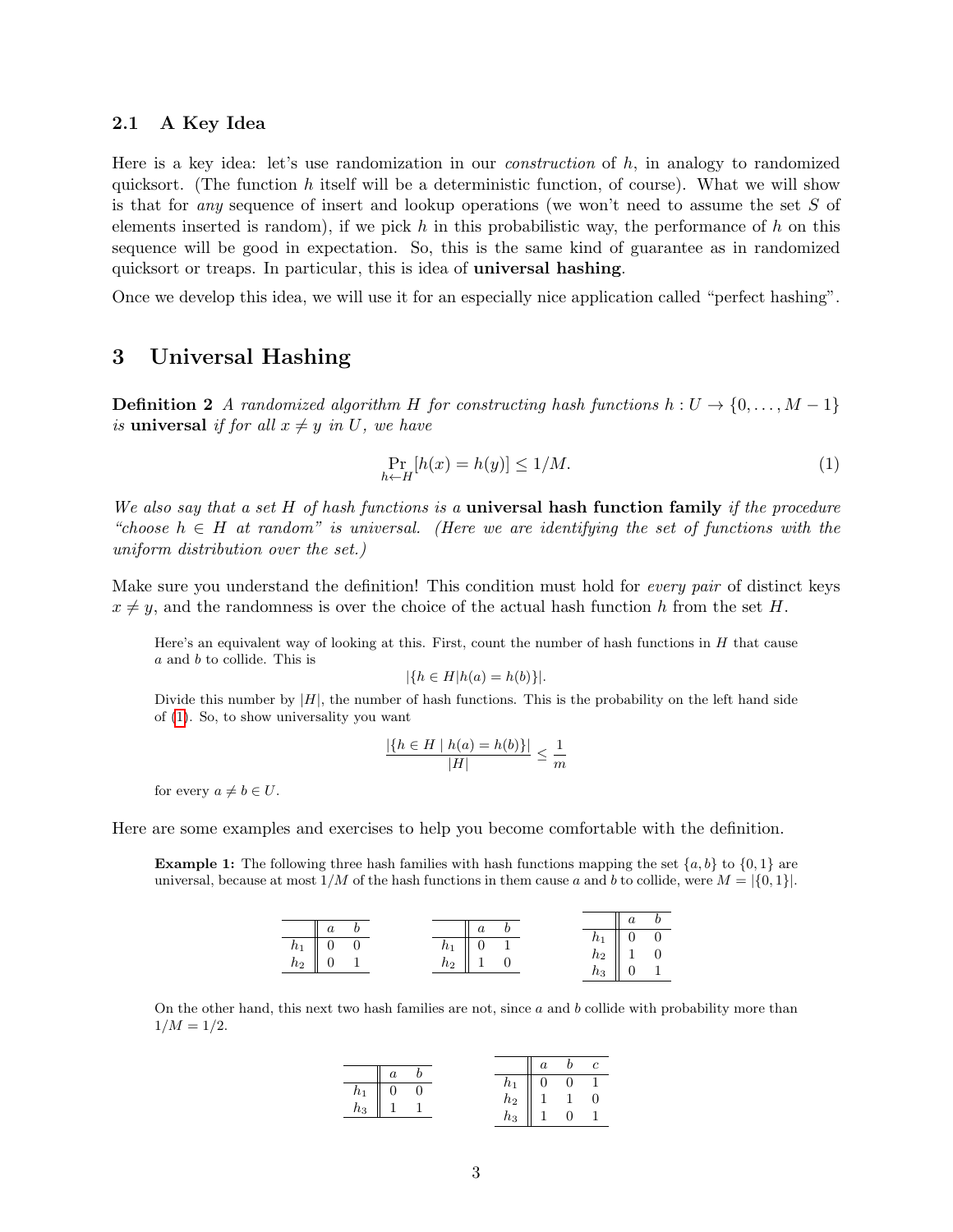### 2.1 A Key Idea

Here is a key idea: let's use randomization in our *construction* of $h$, in analogy to randomized quicksort. (The function $h$ itself will be a deterministic function, of course). What we will show is that for *any* sequence of insert and lookup operations (we won't need to assume the set $S$ of elements inserted is random), if we pick $h$ in this probabilistic way, the performance of $h$ on this sequence will be good in expectation. So, this is the same kind of guarantee as in randomized quicksort or treaps. In particular, this is idea of **universal hashing**.

Once we develop this idea, we will use it for an especially nice application called "perfect hashing".

## 3 Universal Hashing

**Definition 2** *A randomized algorithm $H$ for constructing hash functions $h : U \to \{0, \ldots, M-1\}$ is* **universal** *if for all $x \neq y$ in $U$, we have*

$$\Pr_{h \leftarrow H}[h(x) = h(y)] \leq 1/M. \tag{1}$$

*We also say that a set $H$ of hash functions is a* **universal hash function family** *if the procedure "choose $h \in H$ at random" is universal. (Here we are identifying the set of functions with the uniform distribution over the set.)*

Make sure you understand the definition! This condition must hold for *every pair* of distinct keys $x \neq y$, and the randomness is over the choice of the actual hash function $h$ from the set $H$.

Here's an equivalent way of looking at this. First, count the number of hash functions in $H$ that cause $a$ and $b$ to collide. This is

$$|\{h \in H | h(a) = h(b)\}|.$$

Divide this number by $|H|$, the number of hash functions. This is the probability on the left hand side of (1). So, to show universality you want

$$\frac{|\{h \in H \mid h(a) = h(b)\}|}{|H|} \leq \frac{1}{m}$$

for every $a \neq b \in U$.

Here are some examples and exercises to help you become comfortable with the definition.

**Example 1:** The following three hash families with hash functions mapping the set $\{a, b\}$ to $\{0, 1\}$ are universal, because at most $1/M$ of the hash functions in them cause $a$ and $b$ to collide, were $M = |\{0, 1\}|$.

| | $a$ | $b$ |
|---|---|---|
| $h_1$ | 0 | 0 |
| $h_2$ | 0 | 1 |

| | $a$ | $b$ |
|---|---|---|
| $h_1$ | 0 | 1 |
| $h_2$ | 1 | 0 |

| | $a$ | $b$ |
|---|---|---|
| $h_1$ | 0 | 0 |
| $h_2$ | 1 | 0 |
| $h_3$ | 0 | 1 |

On the other hand, this next two hash families are not, since $a$ and $b$ collide with probability more than $1/M = 1/2$.

| | $a$ | $b$ |
|---|---|---|
| $h_1$ | 0 | 0 |
| $h_3$ | 1 | 1 |

| | $a$ | $b$ | $c$ |
|---|---|---|---|
| $h_1$ | 0 | 0 | 1 |
| $h_2$ | 1 | 1 | 0 |
| $h_3$ | 1 | 0 | 1 |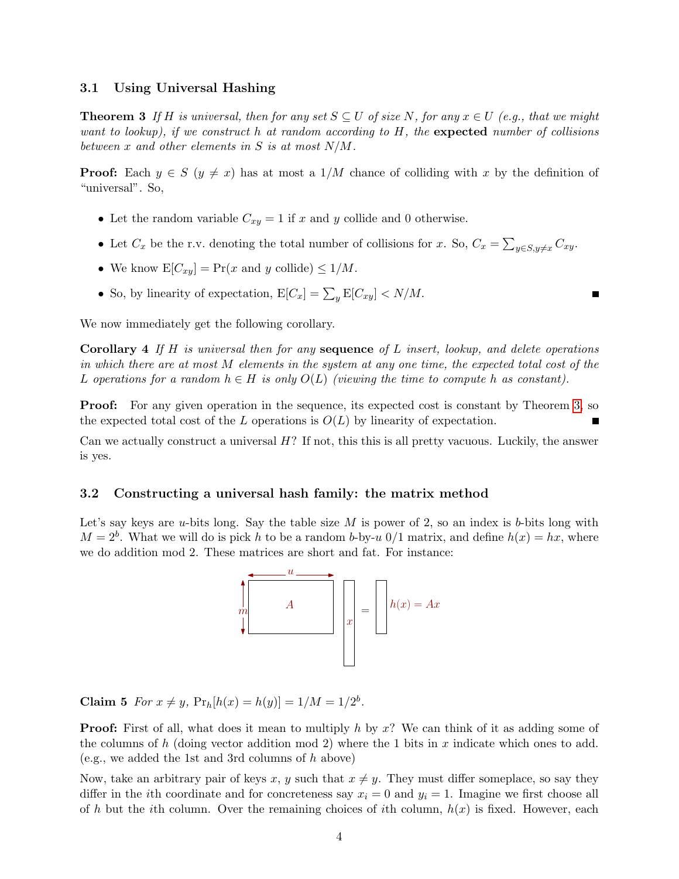### 3.1 Using Universal Hashing

**Theorem 3** *If $H$ is universal, then for any set $S \subseteq U$ of size $N$, for any $x \in U$ (e.g., that we might want to lookup), if we construct $h$ at random according to $H$, the* **expected** *number of collisions between $x$ and other elements in $S$ is at most $N/M$.*

**Proof:** Each $y \in S$ ($y \neq x$) has at most a $1/M$ chance of colliding with $x$ by the definition of "universal". So,

- Let the random variable $C_{xy} = 1$ if $x$ and $y$ collide and 0 otherwise.
- Let $C_x$ be the r.v. denoting the total number of collisions for $x$. So, $C_x = \sum_{y \in S, y \neq x} C_{xy}$.
- We know $\mathrm{E}[C_{xy}] = \Pr(x \text{ and } y \text{ collide}) \leq 1/M$.
- So, by linearity of expectation, $\mathrm{E}[C_x] = \sum_y \mathrm{E}[C_{xy}] < N/M$. ■

We now immediately get the following corollary.

**Corollary 4** *If $H$ is universal then for any* **sequence** *of $L$ insert, lookup, and delete operations in which there are at most $M$ elements in the system at any one time, the expected total cost of the $L$ operations for a random $h \in H$ is only $O(L)$ (viewing the time to compute $h$ as constant).*

**Proof:** For any given operation in the sequence, its expected cost is constant by Theorem 3, so the expected total cost of the $L$ operations is $O(L)$ by linearity of expectation. ■

Can we actually construct a universal $H$? If not, this this is all pretty vacuous. Luckily, the answer is yes.

### 3.2 Constructing a universal hash family: the matrix method

Let's say keys are $u$-bits long. Say the table size $M$ is power of 2, so an index is $b$-bits long with $M = 2^b$. What we will do is pick $h$ to be a random $b$-by-$u$ 0/1 matrix, and define $h(x) = hx$, where we do addition mod 2. These matrices are short and fat. For instance:

$$\underbrace{\begin{bmatrix} & A & \end{bmatrix}}_{m \times u} \begin{bmatrix} x \end{bmatrix} = \begin{bmatrix} h(x) = Ax \end{bmatrix}$$

**Claim 5** *For $x \neq y$, $\Pr_h[h(x) = h(y)] = 1/M = 1/2^b$.*

**Proof:** First of all, what does it mean to multiply $h$ by $x$? We can think of it as adding some of the columns of $h$ (doing vector addition mod 2) where the 1 bits in $x$ indicate which ones to add. (e.g., we added the 1st and 3rd columns of $h$ above)

Now, take an arbitrary pair of keys $x, y$ such that $x \neq y$. They must differ someplace, so say they differ in the $i$th coordinate and for concreteness say $x_i = 0$ and $y_i = 1$. Imagine we first choose all of $h$ but the $i$th column. Over the remaining choices of $i$th column, $h(x)$ is fixed. However, each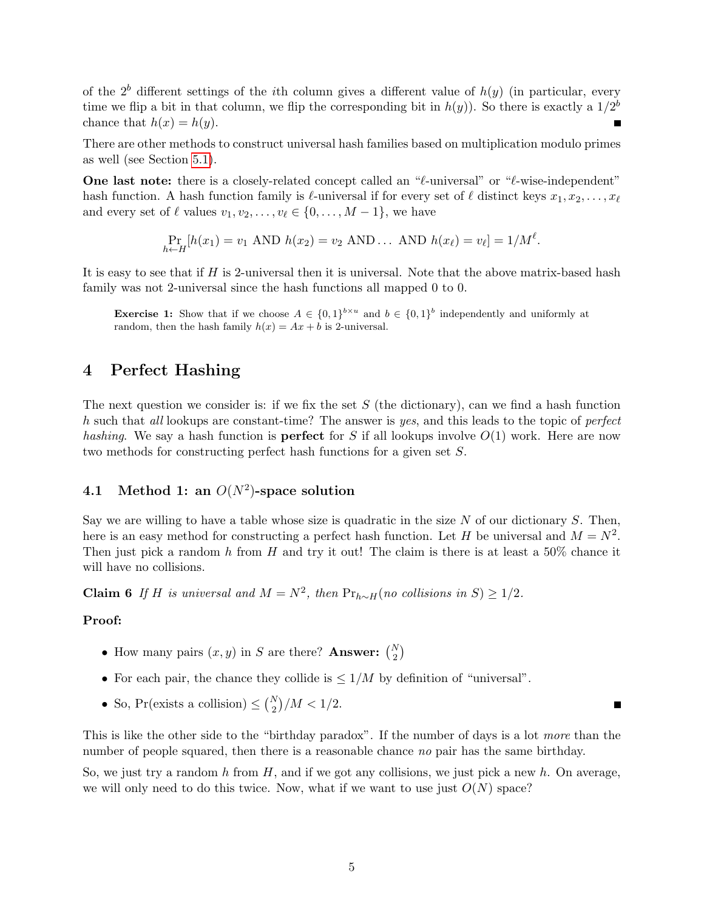of the $2^b$ different settings of the $i$th column gives a different value of $h(y)$ (in particular, every time we flip a bit in that column, we flip the corresponding bit in $h(y)$). So there is exactly a $1/2^b$ chance that $h(x) = h(y)$. ■

There are other methods to construct universal hash families based on multiplication modulo primes as well (see Section 5.1).

**One last note:** there is a closely-related concept called an "$\ell$-universal" or "$\ell$-wise-independent" hash function. A hash function family is $\ell$-universal if for every set of $\ell$ distinct keys $x_1, x_2, \ldots, x_\ell$ and every set of $\ell$ values $v_1, v_2, \ldots, v_\ell \in \{0, \ldots, M-1\}$, we have

$$\Pr_{h \leftarrow H}[h(x_1) = v_1 \text{ AND } h(x_2) = v_2 \text{ AND} \ldots \text{ AND } h(x_\ell) = v_\ell] = 1/M^\ell.$$

It is easy to see that if $H$ is 2-universal then it is universal. Note that the above matrix-based hash family was not 2-universal since the hash functions all mapped 0 to 0.

> **Exercise 1:** Show that if we choose $A \in \{0,1\}^{b \times u}$ and $b \in \{0,1\}^b$ independently and uniformly at random, then the hash family $h(x) = Ax + b$ is 2-universal.

## 4 Perfect Hashing

The next question we consider is: if we fix the set $S$ (the dictionary), can we find a hash function $h$ such that *all* lookups are constant-time? The answer is *yes*, and this leads to the topic of *perfect hashing*. We say a hash function is **perfect** for $S$ if all lookups involve $O(1)$ work. Here are now two methods for constructing perfect hash functions for a given set $S$.

### 4.1 Method 1: an $O(N^2)$-space solution

Say we are willing to have a table whose size is quadratic in the size $N$ of our dictionary $S$. Then, here is an easy method for constructing a perfect hash function. Let $H$ be universal and $M = N^2$. Then just pick a random $h$ from $H$ and try it out! The claim is there is at least a 50% chance it will have no collisions.

**Claim 6** *If $H$ is universal and $M = N^2$, then $\Pr_{h \sim H}$(no collisions in $S$) $\geq 1/2$.*

**Proof:**

- How many pairs $(x, y)$ in $S$ are there? **Answer:** $\binom{N}{2}$
- For each pair, the chance they collide is $\leq 1/M$ by definition of "universal".
- So, Pr(exists a collision) $\leq \binom{N}{2}/M < 1/2$. ■

This is like the other side to the "birthday paradox". If the number of days is a lot *more* than the number of people squared, then there is a reasonable chance *no* pair has the same birthday.

So, we just try a random $h$ from $H$, and if we got any collisions, we just pick a new $h$. On average, we will only need to do this twice. Now, what if we want to use just $O(N)$ space?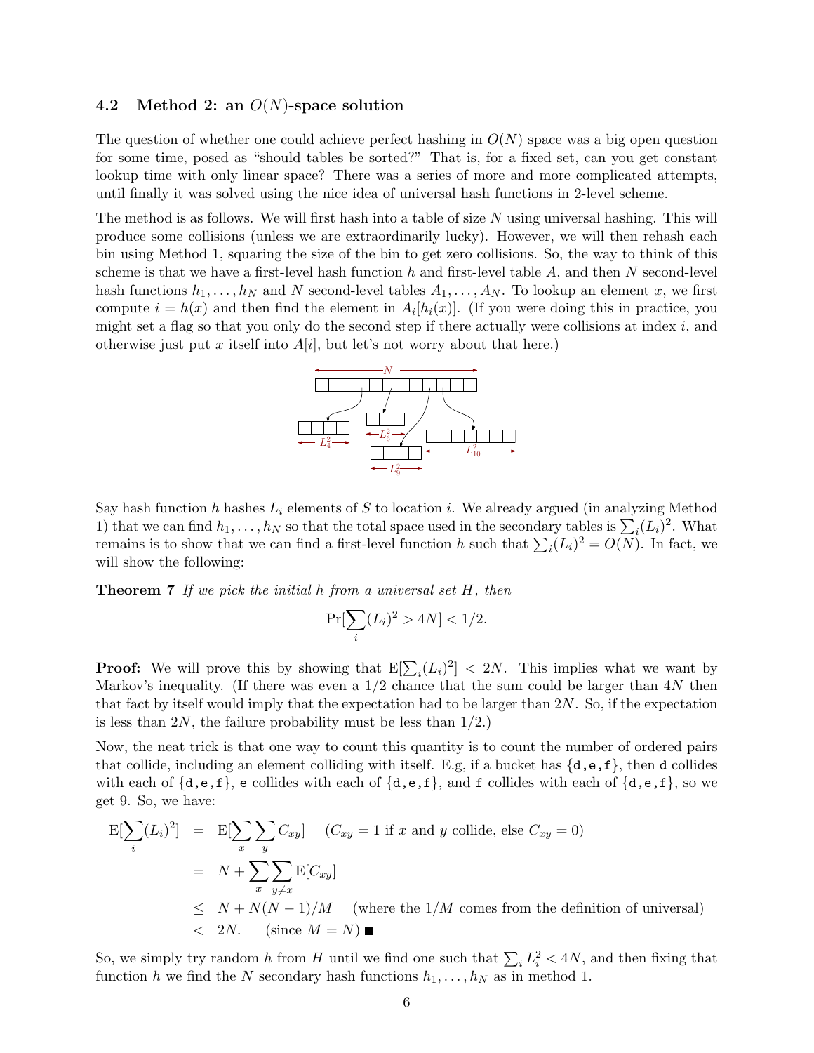### 4.2 Method 2: an $O(N)$-space solution

The question of whether one could achieve perfect hashing in $O(N)$ space was a big open question for some time, posed as "should tables be sorted?" That is, for a fixed set, can you get constant lookup time with only linear space? There was a series of more and more complicated attempts, until finally it was solved using the nice idea of universal hash functions in 2-level scheme.

The method is as follows. We will first hash into a table of size $N$ using universal hashing. This will produce some collisions (unless we are extraordinarily lucky). However, we will then rehash each bin using Method 1, squaring the size of the bin to get zero collisions. So, the way to think of this scheme is that we have a first-level hash function $h$ and first-level table $A$, and then $N$ second-level hash functions $h_1, \ldots, h_N$ and $N$ second-level tables $A_1, \ldots, A_N$. To lookup an element $x$, we first compute $i = h(x)$ and then find the element in $A_i[h_i(x)]$. (If you were doing this in practice, you might set a flag so that you only do the second step if there actually were collisions at index $i$, and otherwise just put $x$ itself into $A[i]$, but let's not worry about that here.)

Say hash function $h$ hashes $L_i$ elements of $S$ to location $i$. We already argued (in analyzing Method 1) that we can find $h_1, \ldots, h_N$ so that the total space used in the secondary tables is $\sum_i (L_i)^2$. What remains is to show that we can find a first-level function $h$ such that $\sum_i (L_i)^2 = O(N)$. In fact, we will show the following:

**Theorem 7** *If we pick the initial $h$ from a universal set $H$, then*

$$\Pr[\sum_i (L_i)^2 > 4N] < 1/2.$$

**Proof:** We will prove this by showing that $\mathrm{E}[\sum_i (L_i)^2] < 2N$. This implies what we want by Markov's inequality. (If there was even a 1/2 chance that the sum could be larger than $4N$ then that fact by itself would imply that the expectation had to be larger than $2N$. So, if the expectation is less than $2N$, the failure probability must be less than 1/2.)

Now, the neat trick is that one way to count this quantity is to count the number of ordered pairs that collide, including an element colliding with itself. E.g, if a bucket has {d,e,f}, then d collides with each of {d,e,f}, e collides with each of {d,e,f}, and f collides with each of {d,e,f}, so we get 9. So, we have:

$$\begin{aligned}
\mathrm{E}[\sum_i (L_i)^2] &= \mathrm{E}[\sum_x \sum_y C_{xy}] \quad (C_{xy} = 1 \text{ if } x \text{ and } y \text{ collide, else } C_{xy} = 0) \\
&= N + \sum_x \sum_{y \neq x} \mathrm{E}[C_{xy}] \\
&\leq N + N(N-1)/M \quad \text{(where the } 1/M \text{ comes from the definition of universal)} \\
&< 2N. \quad (\text{since } M = N) \ \blacksquare
\end{aligned}$$

So, we simply try random $h$ from $H$ until we find one such that $\sum_i L_i^2 < 4N$, and then fixing that function $h$ we find the $N$ secondary hash functions $h_1, \ldots, h_N$ as in method 1.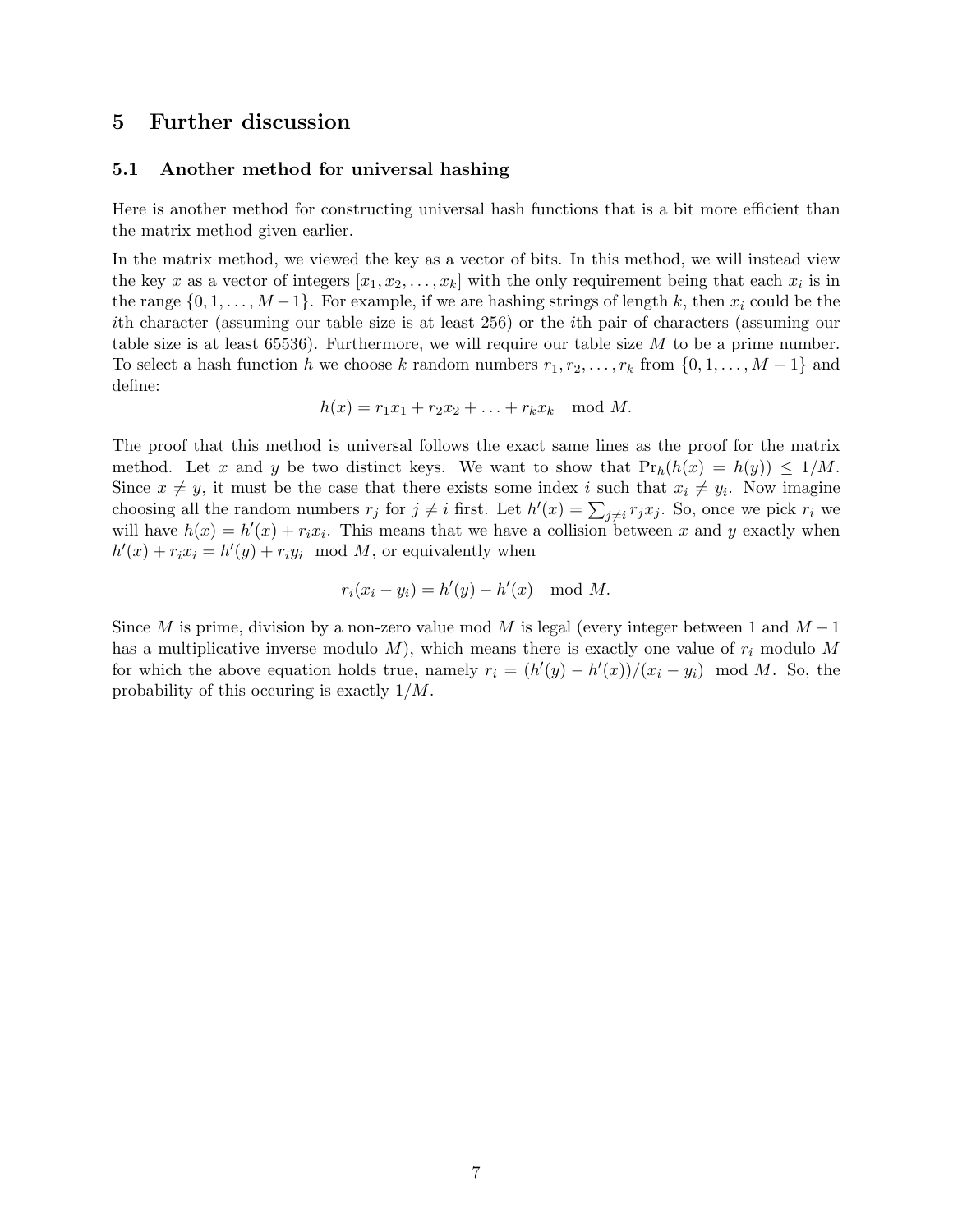# 5 Further discussion

## 5.1 Another method for universal hashing

Here is another method for constructing universal hash functions that is a bit more efficient than the matrix method given earlier.

In the matrix method, we viewed the key as a vector of bits. In this method, we will instead view the key $x$ as a vector of integers $[x_1, x_2, \ldots, x_k]$ with the only requirement being that each $x_i$ is in the range $\{0, 1, \ldots, M-1\}$. For example, if we are hashing strings of length $k$, then $x_i$ could be the $i$th character (assuming our table size is at least 256) or the $i$th pair of characters (assuming our table size is at least 65536). Furthermore, we will require our table size $M$ to be a prime number. To select a hash function $h$ we choose $k$ random numbers $r_1, r_2, \ldots, r_k$ from $\{0, 1, \ldots, M-1\}$ and define:

$$h(x) = r_1 x_1 + r_2 x_2 + \ldots + r_k x_k \mod M.$$

The proof that this method is universal follows the exact same lines as the proof for the matrix method. Let $x$ and $y$ be two distinct keys. We want to show that $\Pr_h(h(x) = h(y)) \leq 1/M$. Since $x \neq y$, it must be the case that there exists some index $i$ such that $x_i \neq y_i$. Now imagine choosing all the random numbers $r_j$ for $j \neq i$ first. Let $h'(x) = \sum_{j \neq i} r_j x_j$. So, once we pick $r_i$ we will have $h(x) = h'(x) + r_i x_i$. This means that we have a collision between $x$ and $y$ exactly when $h'(x) + r_i x_i = h'(y) + r_i y_i \mod M$, or equivalently when

$$r_i(x_i - y_i) = h'(y) - h'(x) \mod M.$$

Since $M$ is prime, division by a non-zero value mod $M$ is legal (every integer between 1 and $M-1$ has a multiplicative inverse modulo $M$), which means there is exactly one value of $r_i$ modulo $M$ for which the above equation holds true, namely $r_i = (h'(y) - h'(x))/(x_i - y_i) \mod M$. So, the probability of this occuring is exactly $1/M$.